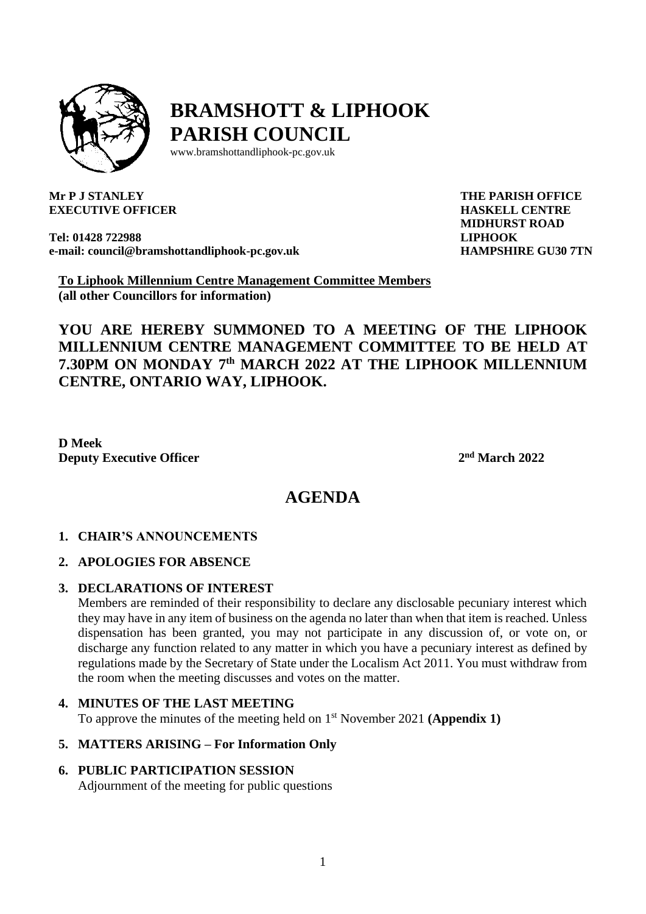# BRAMSHOTT & LIPHOOK PARISH COUNCIL

www.bramshottandliphook-pc.gov.uk

**Mr P J STANLEY**
**EXECUTIVE OFFICER**

**Tel: 01428 722988**
**e-mail: council@bramshottandliphook-pc.gov.uk**

**THE PARISH OFFICE**
**HASKELL CENTRE**
**MIDHURST ROAD**
**LIPHOOK**
**HAMPSHIRE GU30 7TN**

**To Liphook Millennium Centre Management Committee Members**
**(all other Councillors for information)**

## YOU ARE HEREBY SUMMONED TO A MEETING OF THE LIPHOOK MILLENNIUM CENTRE MANAGEMENT COMMITTEE TO BE HELD AT 7.30PM ON MONDAY 7th MARCH 2022 AT THE LIPHOOK MILLENNIUM CENTRE, ONTARIO WAY, LIPHOOK.

**D Meek**
**Deputy Executive Officer**

**2nd March 2022**

# AGENDA

1. **CHAIR'S ANNOUNCEMENTS**

2. **APOLOGIES FOR ABSENCE**

3. **DECLARATIONS OF INTEREST**
   Members are reminded of their responsibility to declare any disclosable pecuniary interest which they may have in any item of business on the agenda no later than when that item is reached. Unless dispensation has been granted, you may not participate in any discussion of, or vote on, or discharge any function related to any matter in which you have a pecuniary interest as defined by regulations made by the Secretary of State under the Localism Act 2011. You must withdraw from the room when the meeting discusses and votes on the matter.

4. **MINUTES OF THE LAST MEETING**
   To approve the minutes of the meeting held on 1st November 2021 **(Appendix 1)**

5. **MATTERS ARISING – For Information Only**

6. **PUBLIC PARTICIPATION SESSION**
   Adjournment of the meeting for public questions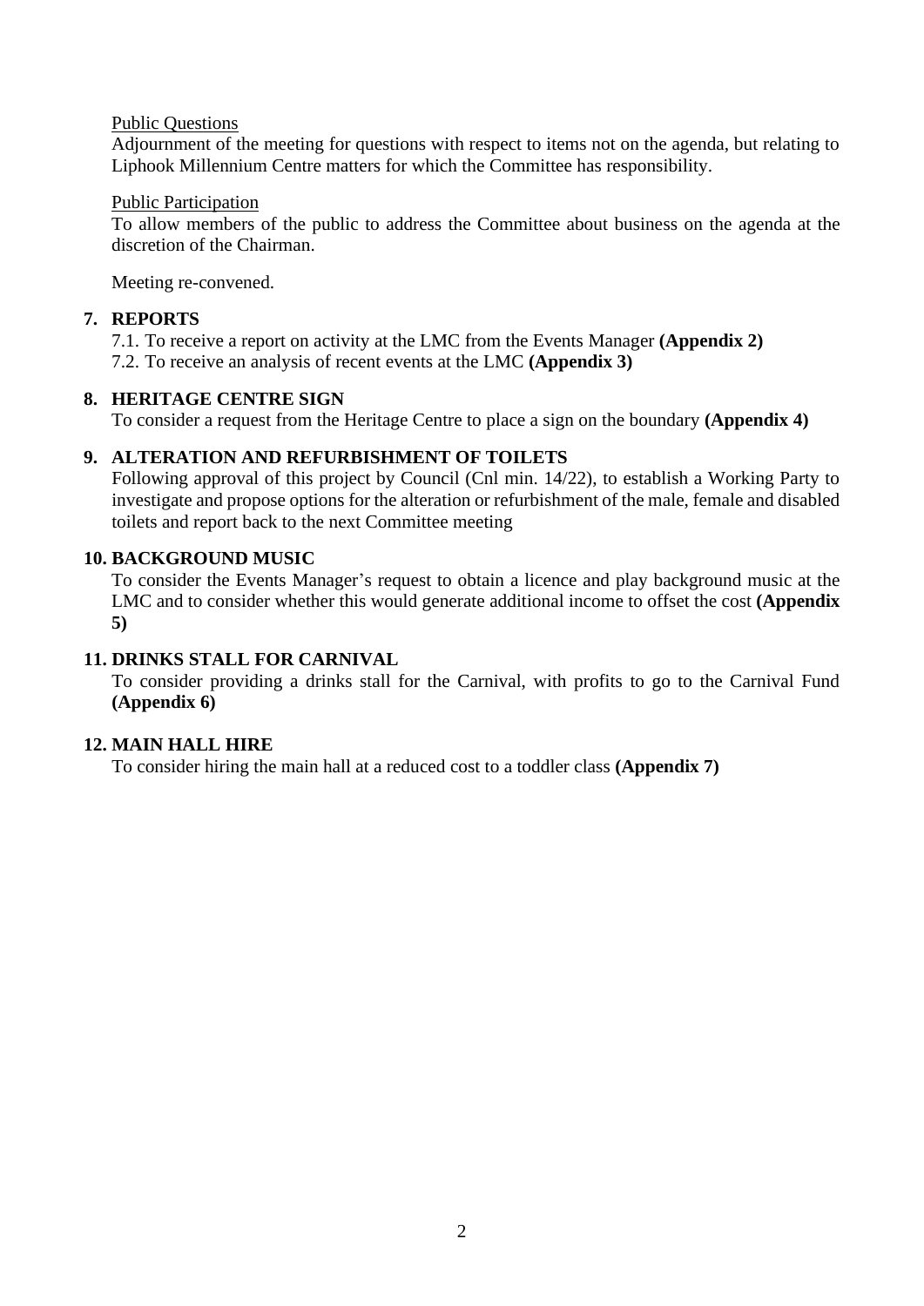Public Questions

Adjournment of the meeting for questions with respect to items not on the agenda, but relating to Liphook Millennium Centre matters for which the Committee has responsibility.

Public Participation

To allow members of the public to address the Committee about business on the agenda at the discretion of the Chairman.

Meeting re-convened.

**7. REPORTS**

7.1. To receive a report on activity at the LMC from the Events Manager **(Appendix 2)**

7.2. To receive an analysis of recent events at the LMC **(Appendix 3)**

**8. HERITAGE CENTRE SIGN**

To consider a request from the Heritage Centre to place a sign on the boundary **(Appendix 4)**

**9. ALTERATION AND REFURBISHMENT OF TOILETS**

Following approval of this project by Council (Cnl min. 14/22), to establish a Working Party to investigate and propose options for the alteration or refurbishment of the male, female and disabled toilets and report back to the next Committee meeting

**10. BACKGROUND MUSIC**

To consider the Events Manager's request to obtain a licence and play background music at the LMC and to consider whether this would generate additional income to offset the cost **(Appendix 5)**

**11. DRINKS STALL FOR CARNIVAL**

To consider providing a drinks stall for the Carnival, with profits to go to the Carnival Fund **(Appendix 6)**

**12. MAIN HALL HIRE**

To consider hiring the main hall at a reduced cost to a toddler class **(Appendix 7)**